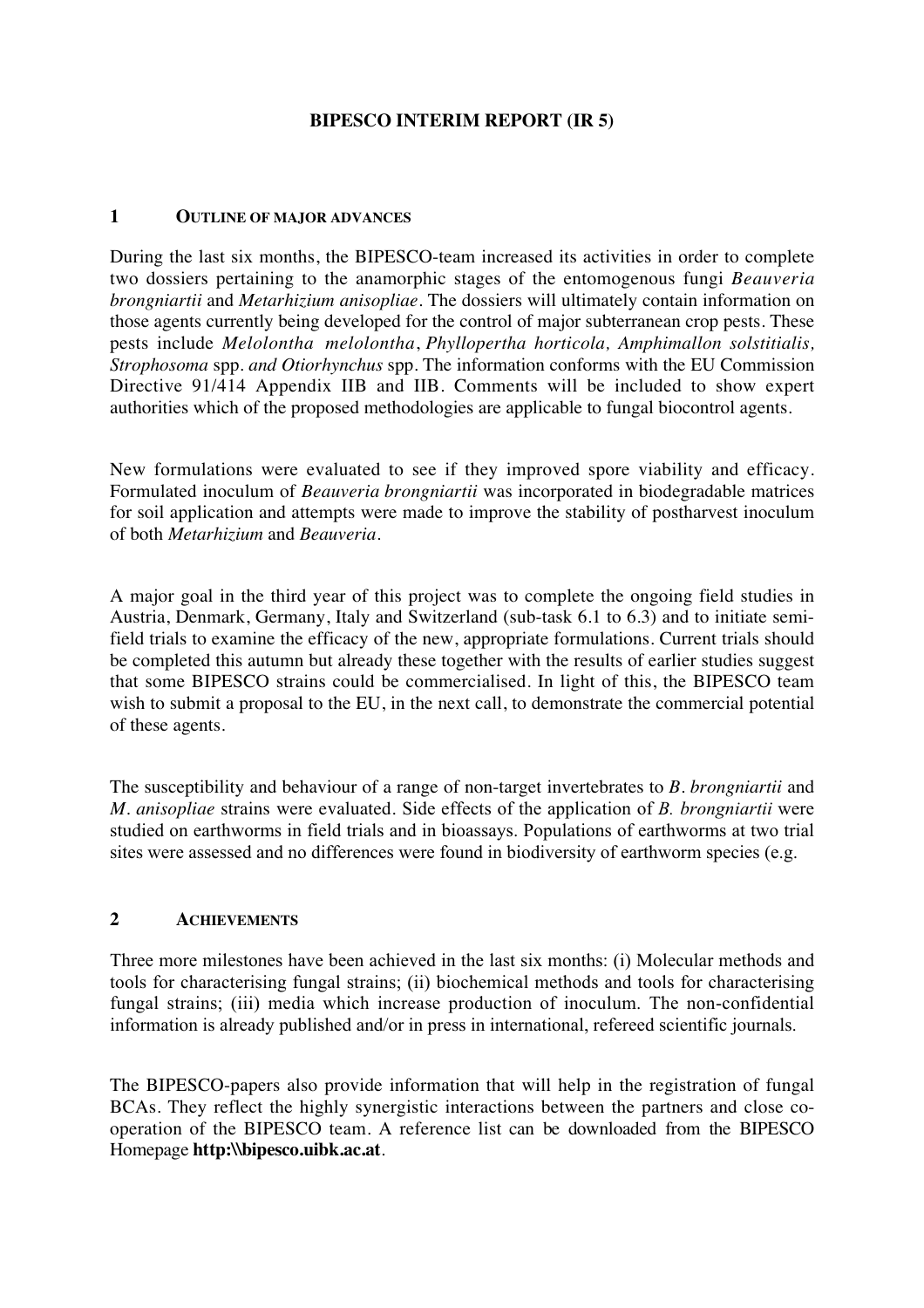**BIPESCO INTERIM REPORT (IR 5)**

## 1 OUTLINE OF MAJOR ADVANCES

During the last six months, the BIPESCO-team increased its activities in order to complete two dossiers pertaining to the anamorphic stages of the entomogenous fungi *Beauveria brongniartii* and *Metarhizium anisopliae*. The dossiers will ultimately contain information on those agents currently being developed for the control of major subterranean crop pests. These pests include *Melolontha melolontha*, *Phyllopertha horticola, Amphimallon solstitialis, Strophosoma* spp. *and Otiorhynchus* spp. The information conforms with the EU Commission Directive 91/414 Appendix IIB and IIB. Comments will be included to show expert authorities which of the proposed methodologies are applicable to fungal biocontrol agents.

New formulations were evaluated to see if they improved spore viability and efficacy. Formulated inoculum of *Beauveria brongniartii* was incorporated in biodegradable matrices for soil application and attempts were made to improve the stability of postharvest inoculum of both *Metarhizium* and *Beauveria*.

A major goal in the third year of this project was to complete the ongoing field studies in Austria, Denmark, Germany, Italy and Switzerland (sub-task 6.1 to 6.3) and to initiate semi-field trials to examine the efficacy of the new, appropriate formulations. Current trials should be completed this autumn but already these together with the results of earlier studies suggest that some BIPESCO strains could be commercialised. In light of this, the BIPESCO team wish to submit a proposal to the EU, in the next call, to demonstrate the commercial potential of these agents.

The susceptibility and behaviour of a range of non-target invertebrates to *B. brongniartii* and *M. anisopliae* strains were evaluated. Side effects of the application of *B. brongniartii* were studied on earthworms in field trials and in bioassays. Populations of earthworms at two trial sites were assessed and no differences were found in biodiversity of earthworm species (e.g.

## 2 ACHIEVEMENTS

Three more milestones have been achieved in the last six months: (i) Molecular methods and tools for characterising fungal strains; (ii) biochemical methods and tools for characterising fungal strains; (iii) media which increase production of inoculum. The non-confidential information is already published and/or in press in international, refereed scientific journals.

The BIPESCO-papers also provide information that will help in the registration of fungal BCAs. They reflect the highly synergistic interactions between the partners and close co-operation of the BIPESCO team. A reference list can be downloaded from the BIPESCO Homepage **http:\\bipesco.uibk.ac.at**.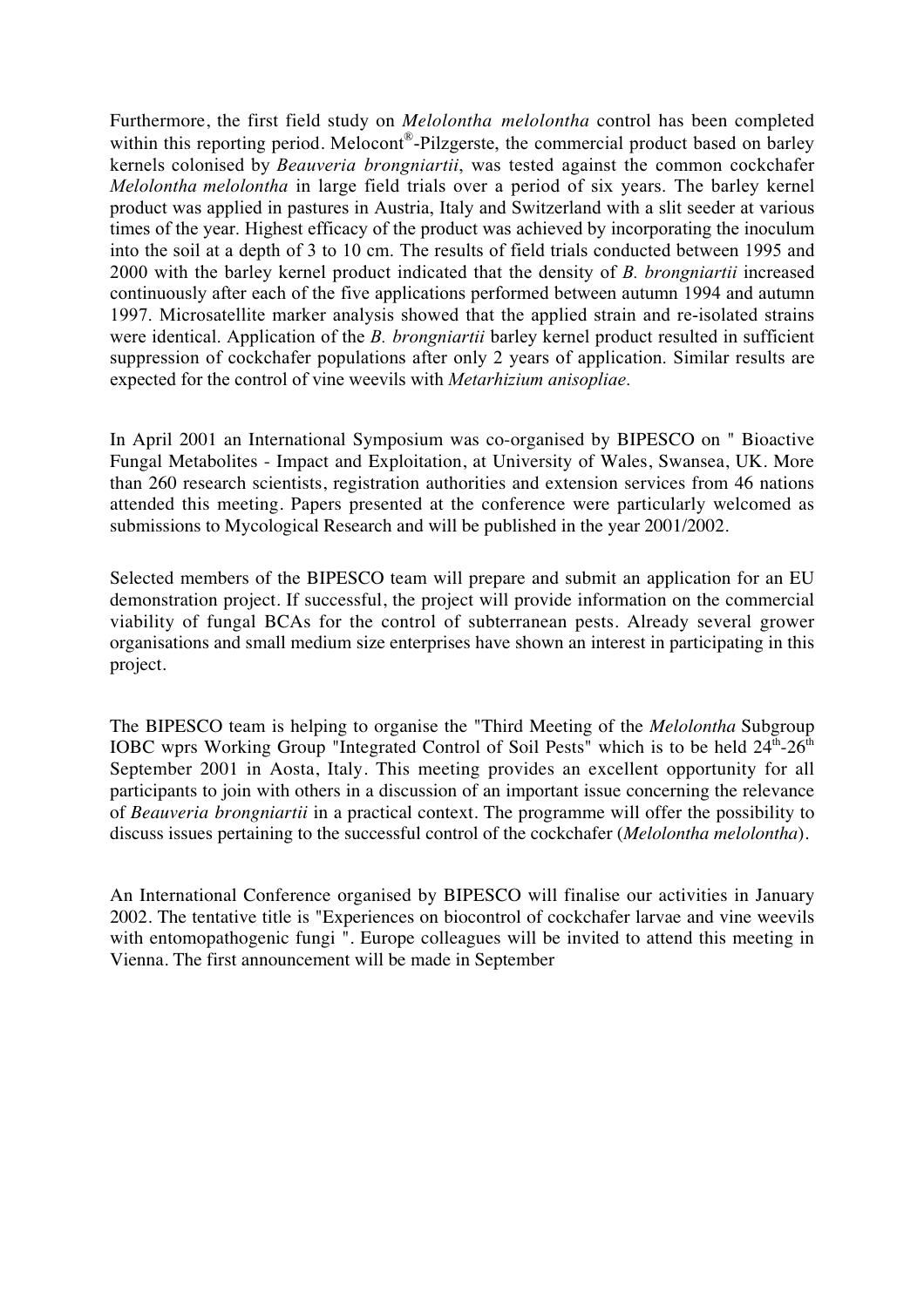Furthermore, the first field study on *Melolontha melolontha* control has been completed within this reporting period. Melocont®-Pilzgerste, the commercial product based on barley kernels colonised by *Beauveria brongniartii*, was tested against the common cockchafer *Melolontha melolontha* in large field trials over a period of six years. The barley kernel product was applied in pastures in Austria, Italy and Switzerland with a slit seeder at various times of the year. Highest efficacy of the product was achieved by incorporating the inoculum into the soil at a depth of 3 to 10 cm. The results of field trials conducted between 1995 and 2000 with the barley kernel product indicated that the density of *B. brongniartii* increased continuously after each of the five applications performed between autumn 1994 and autumn 1997. Microsatellite marker analysis showed that the applied strain and re-isolated strains were identical. Application of the *B. brongniartii* barley kernel product resulted in sufficient suppression of cockchafer populations after only 2 years of application. Similar results are expected for the control of vine weevils with *Metarhizium anisopliae*.

In April 2001 an International Symposium was co-organised by BIPESCO on " Bioactive Fungal Metabolites - Impact and Exploitation, at University of Wales, Swansea, UK. More than 260 research scientists, registration authorities and extension services from 46 nations attended this meeting. Papers presented at the conference were particularly welcomed as submissions to Mycological Research and will be published in the year 2001/2002.

Selected members of the BIPESCO team will prepare and submit an application for an EU demonstration project. If successful, the project will provide information on the commercial viability of fungal BCAs for the control of subterranean pests. Already several grower organisations and small medium size enterprises have shown an interest in participating in this project.

The BIPESCO team is helping to organise the "Third Meeting of the *Melolontha* Subgroup IOBC wprs Working Group "Integrated Control of Soil Pests" which is to be held 24th-26th September 2001 in Aosta, Italy. This meeting provides an excellent opportunity for all participants to join with others in a discussion of an important issue concerning the relevance of *Beauveria brongniartii* in a practical context. The programme will offer the possibility to discuss issues pertaining to the successful control of the cockchafer (*Melolontha melolontha*).

An International Conference organised by BIPESCO will finalise our activities in January 2002. The tentative title is "Experiences on biocontrol of cockchafer larvae and vine weevils with entomopathogenic fungi ". Europe colleagues will be invited to attend this meeting in Vienna. The first announcement will be made in September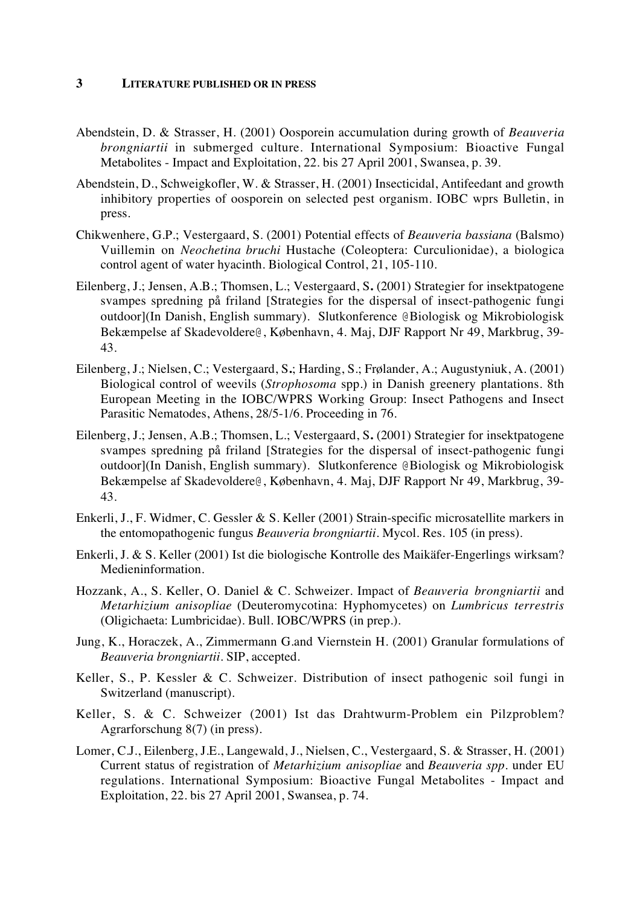## 3 LITERATURE PUBLISHED OR IN PRESS

Abendstein, D. & Strasser, H. (2001) Oosporein accumulation during growth of *Beauveria brongniartii* in submerged culture. International Symposium: Bioactive Fungal Metabolites - Impact and Exploitation, 22. bis 27 April 2001, Swansea, p. 39.

Abendstein, D., Schweigkofler, W. & Strasser, H. (2001) Insecticidal, Antifeedant and growth inhibitory properties of oosporein on selected pest organism. IOBC wprs Bulletin, in press.

Chikwenhere, G.P.; Vestergaard, S. (2001) Potential effects of *Beauveria bassiana* (Balsmo) Vuillemin on *Neochetina bruchi* Hustache (Coleoptera: Curculionidae), a biologica control agent of water hyacinth. Biological Control, 21, 105-110.

Eilenberg, J.; Jensen, A.B.; Thomsen, L.; Vestergaard, S**.** (2001) Strategier for insektpatogene svampes spredning på friland [Strategies for the dispersal of insect-pathogenic fungi outdoor](In Danish, English summary). Slutkonference @Biologisk og Mikrobiologisk Bekæmpelse af Skadevoldere@, København, 4. Maj, DJF Rapport Nr 49, Markbrug, 39-43.

Eilenberg, J.; Nielsen, C.; Vestergaard, S**.**; Harding, S.; Frølander, A.; Augustyniuk, A. (2001) Biological control of weevils (*Strophosoma* spp.) in Danish greenery plantations. 8th European Meeting in the IOBC/WPRS Working Group: Insect Pathogens and Insect Parasitic Nematodes, Athens, 28/5-1/6. Proceeding in 76.

Eilenberg, J.; Jensen, A.B.; Thomsen, L.; Vestergaard, S**.** (2001) Strategier for insektpatogene svampes spredning på friland [Strategies for the dispersal of insect-pathogenic fungi outdoor](In Danish, English summary). Slutkonference @Biologisk og Mikrobiologisk Bekæmpelse af Skadevoldere@, København, 4. Maj, DJF Rapport Nr 49, Markbrug, 39-43.

Enkerli, J., F. Widmer, C. Gessler & S. Keller (2001) Strain-specific microsatellite markers in the entomopathogenic fungus *Beauveria brongniartii*. Mycol. Res. 105 (in press).

Enkerli, J. & S. Keller (2001) Ist die biologische Kontrolle des Maikäfer-Engerlings wirksam? Medieninformation.

Hozzank, A., S. Keller, O. Daniel & C. Schweizer. Impact of *Beauveria brongniartii* and *Metarhizium anisopliae* (Deuteromycotina: Hyphomycetes) on *Lumbricus terrestris* (Oligichaeta: Lumbricidae). Bull. IOBC/WPRS (in prep.).

Jung, K., Horaczek, A., Zimmermann G.and Viernstein H. (2001) Granular formulations of *Beauveria brongniartii*. SIP, accepted.

Keller, S., P. Kessler & C. Schweizer. Distribution of insect pathogenic soil fungi in Switzerland (manuscript).

Keller, S. & C. Schweizer (2001) Ist das Drahtwurm-Problem ein Pilzproblem? Agrarforschung 8(7) (in press).

Lomer, C.J., Eilenberg, J.E., Langewald, J., Nielsen, C., Vestergaard, S. & Strasser, H. (2001) Current status of registration of *Metarhizium anisopliae* and *Beauveria spp*. under EU regulations. International Symposium: Bioactive Fungal Metabolites - Impact and Exploitation, 22. bis 27 April 2001, Swansea, p. 74.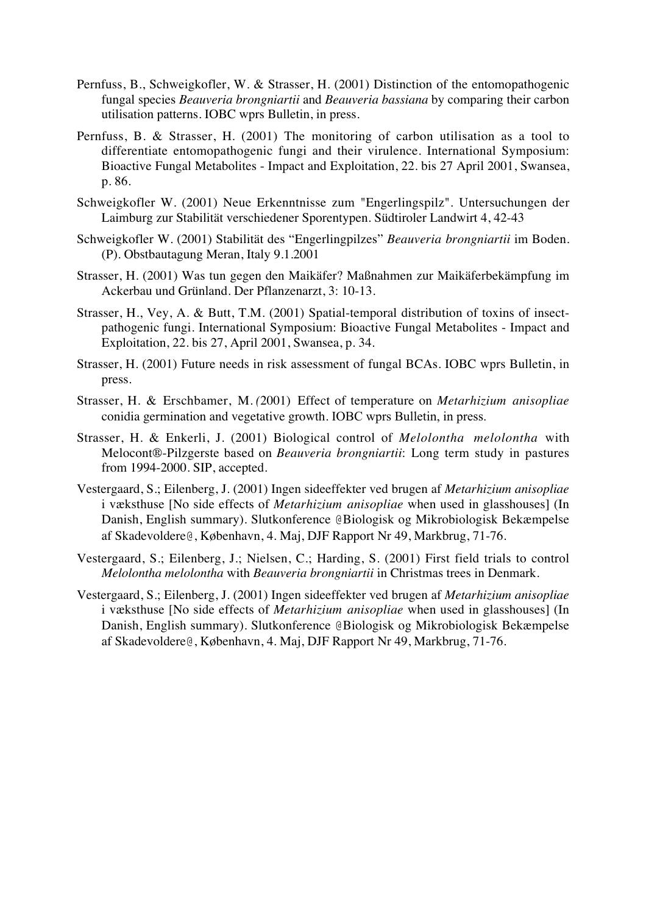Pernfuss, B., Schweigkofler, W. & Strasser, H. (2001) Distinction of the entomopathogenic fungal species *Beauveria brongniartii* and *Beauveria bassiana* by comparing their carbon utilisation patterns. IOBC wprs Bulletin, in press.

Pernfuss, B. & Strasser, H. (2001) The monitoring of carbon utilisation as a tool to differentiate entomopathogenic fungi and their virulence. International Symposium: Bioactive Fungal Metabolites - Impact and Exploitation, 22. bis 27 April 2001, Swansea, p. 86.

Schweigkofler W. (2001) Neue Erkenntnisse zum "Engerlingspilz". Untersuchungen der Laimburg zur Stabilität verschiedener Sporentypen. Südtiroler Landwirt 4, 42-43

Schweigkofler W. (2001) Stabilität des "Engerlingpilzes" *Beauveria brongniartii* im Boden. (P). Obstbautagung Meran, Italy 9.1.2001

Strasser, H. (2001) Was tun gegen den Maikäfer? Maßnahmen zur Maikäferbekämpfung im Ackerbau und Grünland. Der Pflanzenarzt, 3: 10-13.

Strasser, H., Vey, A. & Butt, T.M. (2001) Spatial-temporal distribution of toxins of insect-pathogenic fungi. International Symposium: Bioactive Fungal Metabolites - Impact and Exploitation, 22. bis 27, April 2001, Swansea, p. 34.

Strasser, H. (2001) Future needs in risk assessment of fungal BCAs. IOBC wprs Bulletin, in press.

Strasser, H. & Erschbamer, M. (2001) Effect of temperature on *Metarhizium anisopliae* conidia germination and vegetative growth. IOBC wprs Bulletin, in press.

Strasser, H. & Enkerli, J. (2001) Biological control of *Melolontha melolontha* with Melocont®-Pilzgerste based on *Beauveria brongniartii*: Long term study in pastures from 1994-2000. SIP, accepted.

Vestergaard, S.; Eilenberg, J. (2001) Ingen sideeffekter ved brugen af *Metarhizium anisopliae* i væksthuse [No side effects of *Metarhizium anisopliae* when used in glasshouses] (In Danish, English summary). Slutkonference @Biologisk og Mikrobiologisk Bekæmpelse af Skadevoldere@, København, 4. Maj, DJF Rapport Nr 49, Markbrug, 71-76.

Vestergaard, S.; Eilenberg, J.; Nielsen, C.; Harding, S. (2001) First field trials to control *Melolontha melolontha* with *Beauveria brongniartii* in Christmas trees in Denmark.

Vestergaard, S.; Eilenberg, J. (2001) Ingen sideeffekter ved brugen af *Metarhizium anisopliae* i væksthuse [No side effects of *Metarhizium anisopliae* when used in glasshouses] (In Danish, English summary). Slutkonference @Biologisk og Mikrobiologisk Bekæmpelse af Skadevoldere@, København, 4. Maj, DJF Rapport Nr 49, Markbrug, 71-76.